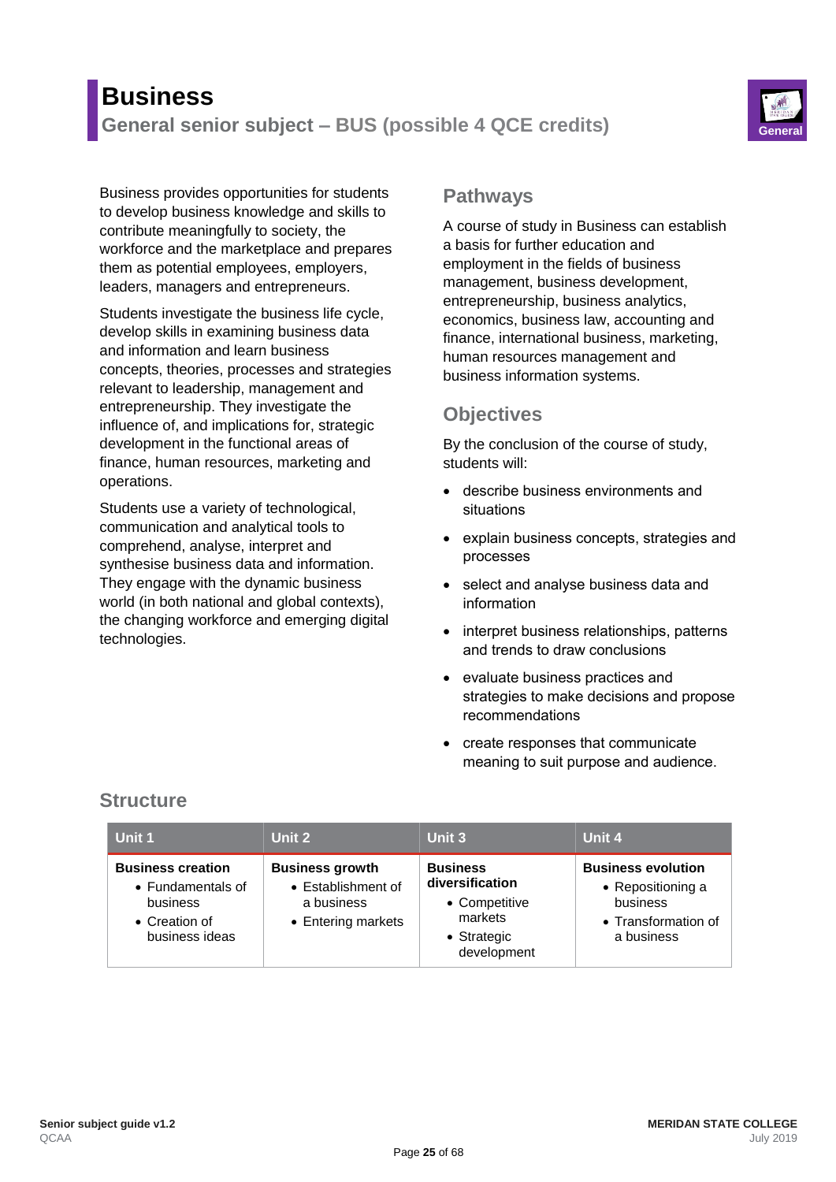# Business

## General senior subject – BUS (possible 4 QCE credits)

Business provides opportunities for students to develop business knowledge and skills to contribute meaningfully to society, the workforce and the marketplace and prepares them as potential employees, employers, leaders, managers and entrepreneurs.

Students investigate the business life cycle, develop skills in examining business data and information and learn business concepts, theories, processes and strategies relevant to leadership, management and entrepreneurship. They investigate the influence of, and implications for, strategic development in the functional areas of finance, human resources, marketing and operations.

Students use a variety of technological, communication and analytical tools to comprehend, analyse, interpret and synthesise business data and information. They engage with the dynamic business world (in both national and global contexts), the changing workforce and emerging digital technologies.

### Pathways

A course of study in Business can establish a basis for further education and employment in the fields of business management, business development, entrepreneurship, business analytics, economics, business law, accounting and finance, international business, marketing, human resources management and business information systems.

### Objectives

By the conclusion of the course of study, students will:

- describe business environments and situations
- explain business concepts, strategies and processes
- select and analyse business data and information
- interpret business relationships, patterns and trends to draw conclusions
- evaluate business practices and strategies to make decisions and propose recommendations
- create responses that communicate meaning to suit purpose and audience.

### Structure

| Unit 1 | Unit 2 | Unit 3 | Unit 4 |
|---|---|---|---|
| **Business creation**<br>• Fundamentals of business<br>• Creation of business ideas | **Business growth**<br>• Establishment of a business<br>• Entering markets | **Business diversification**<br>• Competitive markets<br>• Strategic development | **Business evolution**<br>• Repositioning a business<br>• Transformation of a business |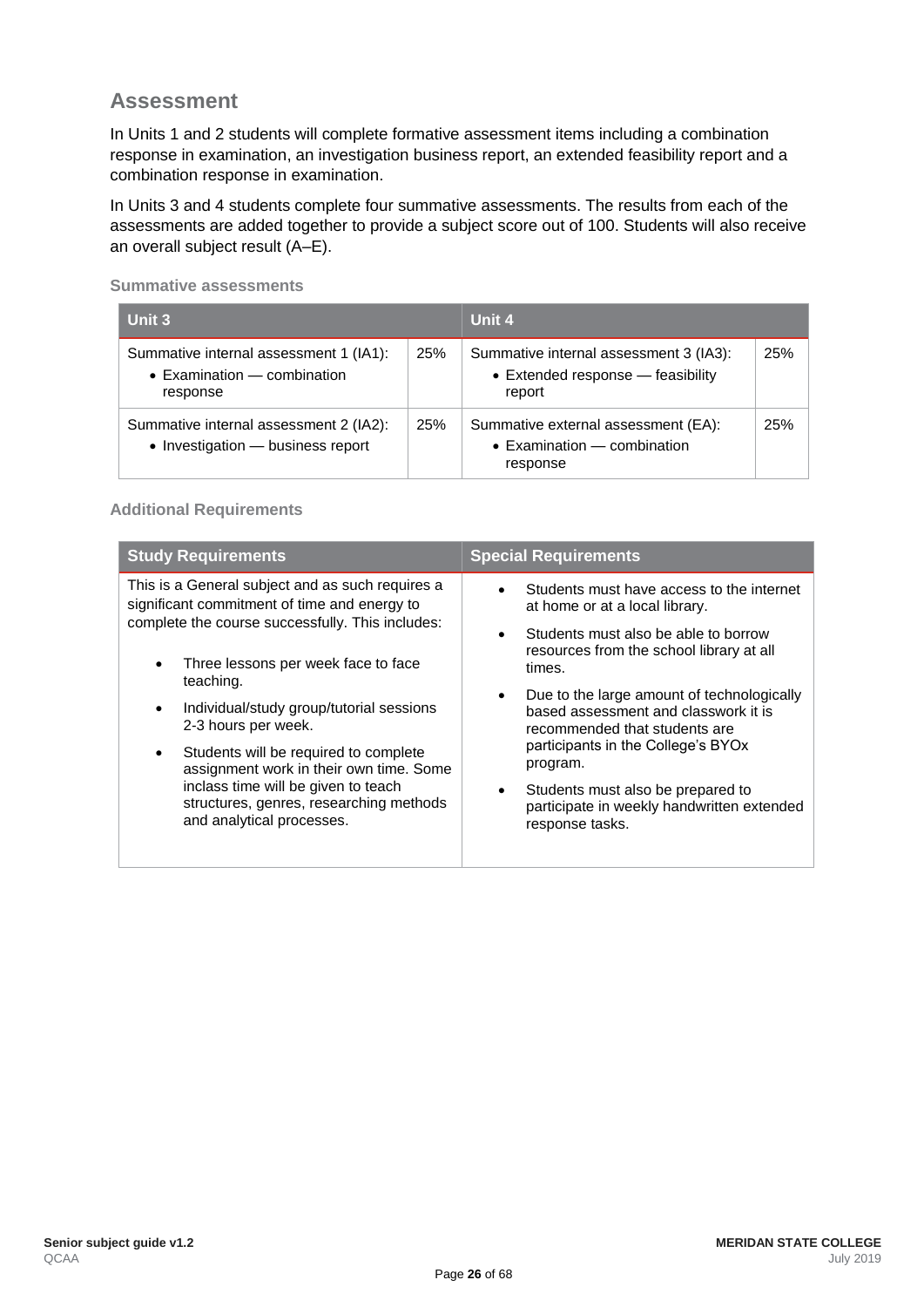## Assessment

In Units 1 and 2 students will complete formative assessment items including a combination response in examination, an investigation business report, an extended feasibility report and a combination response in examination.

In Units 3 and 4 students complete four summative assessments. The results from each of the assessments are added together to provide a subject score out of 100. Students will also receive an overall subject result (A–E).

### Summative assessments

| Unit 3 | | Unit 4 | |
|---|---|---|---|
| Summative internal assessment 1 (IA1):<br>• Examination — combination response | 25% | Summative internal assessment 3 (IA3):<br>• Extended response — feasibility report | 25% |
| Summative internal assessment 2 (IA2):<br>• Investigation — business report | 25% | Summative external assessment (EA):<br>• Examination — combination response | 25% |

### Additional Requirements

| Study Requirements | Special Requirements |
|---|---|
| This is a General subject and as such requires a significant commitment of time and energy to complete the course successfully. This includes:<br>• Three lessons per week face to face teaching.<br>• Individual/study group/tutorial sessions 2-3 hours per week.<br>• Students will be required to complete assignment work in their own time. Some inclass time will be given to teach structures, genres, researching methods and analytical processes. | • Students must have access to the internet at home or at a local library.<br>• Students must also be able to borrow resources from the school library at all times.<br>• Due to the large amount of technologically based assessment and classwork it is recommended that students are participants in the College's BYOx program.<br>• Students must also be prepared to participate in weekly handwritten extended response tasks. |